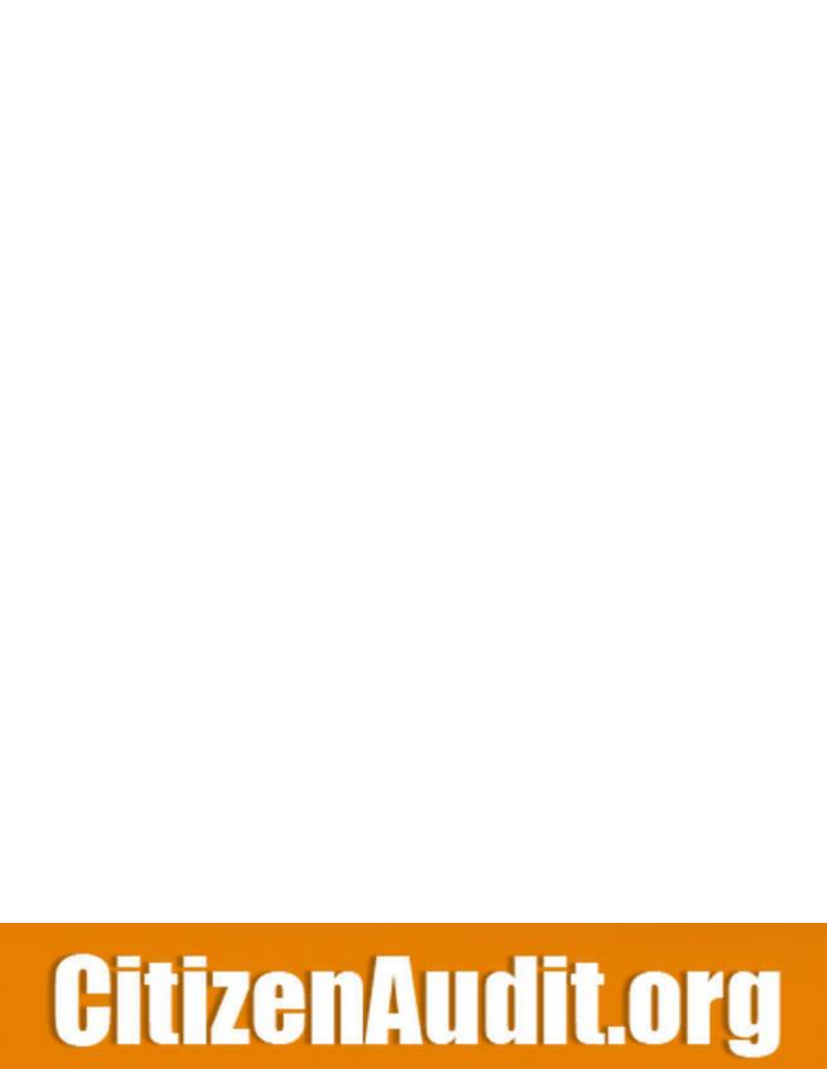CitizenAudit.org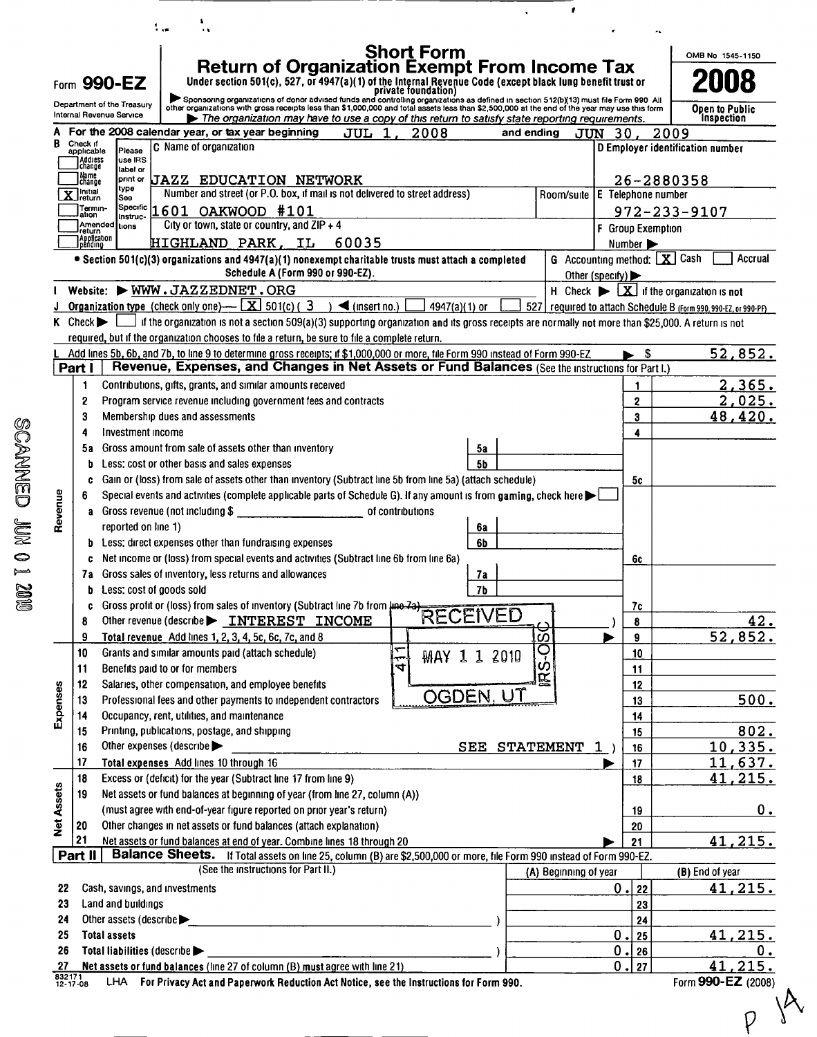# Short Form Return of Organization Exempt From Income Tax

**Form 990-EZ**

Department of the Treasury
Internal Revenue Service

Under section 501(c), 527, or 4947(a)(1) of the Internal Revenue Code (except black lung benefit trust or private foundation)

▶ Sponsoring organizations of donor advised funds and controlling organizations as defined in section 512(b)(13) must file Form 990. All other organizations with gross receipts less than $1,000,000 and total assets less than $2,500,000 at the end of the year may use this form

▶ *The organization may have to use a copy of this return to satisfy state reporting requirements.*

OMB No 1545-1150

**2008**

**Open to Public Inspection**

**A** For the 2008 calendar year, or tax year beginning JUL 1, 2008 and ending JUN 30, 2009

**B** Check if applicable:
- [ ] Address change
- [ ] Name change
- [X] Initial return
- [ ] Termination
- [ ] Amended return
- [ ] Application pending

**C** Name of organization: JAZZ EDUCATION NETWORK

Number and street (or P.O. box, if mail is not delivered to street address): 1601 OAKWOOD #101 — Room/suite:

City or town, state or country, and ZIP + 4: HIGHLAND PARK, IL 60035

**D** Employer identification number: 26-2880358

**E** Telephone number: 972-233-9107

**F** Group Exemption Number ▶

• **Section 501(c)(3) organizations and 4947(a)(1) nonexempt charitable trusts must attach a completed Schedule A (Form 990 or 990-EZ).**

**G** Accounting method: [X] Cash [ ] Accrual Other (specify) ▶

**I** Website: ▶ WWW.JAZZEDNET.ORG

**H** Check ▶ [X] if the organization is not required to attach Schedule B (Form 990, 990-EZ, or 990-PF)

**J** Organization type (check only one) — [X] 501(c) ( 3 ) ◀ (insert no.) [ ] 4947(a)(1) or [ ] 527

**K** Check ▶ [ ] if the organization is not a section 509(a)(3) supporting organization and its gross receipts are normally not more than $25,000. A return is not required, but if the organization chooses to file a return, be sure to file a complete return.

**L** Add lines 5b, 6b, and 7b, to line 9 to determine gross receipts; if $1,000,000 or more, file Form 990 instead of Form 990-EZ ▶ $ 52,852.

## Part I — Revenue, Expenses, and Changes in Net Assets or Fund Balances (See the instructions for Part I.)

| Section | Line | Description | Sub-line | Sub-amount | Line | Amount |
|---|---|---|---|---|---|---|
| Revenue | 1 | Contributions, gifts, grants, and similar amounts received | | | 1 | 2,365. |
| | 2 | Program service revenue including government fees and contracts | | | 2 | 2,025. |
| | 3 | Membership dues and assessments | | | 3 | 48,420. |
| | 4 | Investment income | | | 4 | |
| | 5a | Gross amount from sale of assets other than inventory | 5a | | | |
| | b | Less: cost or other basis and sales expenses | 5b | | | |
| | c | Gain or (loss) from sale of assets other than inventory (Subtract line 5b from line 5a) (attach schedule) | | | 5c | |
| | 6 | Special events and activities (complete applicable parts of Schedule G). If any amount is from gaming, check here ▶ [ ] | | | | |
| | a | Gross revenue (not including $ ______ of contributions reported on line 1) | 6a | | | |
| | b | Less: direct expenses other than fundraising expenses | 6b | | | |
| | c | Net income or (loss) from special events and activities (Subtract line 6b from line 6a) | | | 6c | |
| | 7a | Gross sales of inventory, less returns and allowances | 7a | | | |
| | b | Less: cost of goods sold | 7b | | | |
| | c | Gross profit or (loss) from sales of inventory (Subtract line 7b from line 7a) | | | 7c | |
| | 8 | Other revenue (describe ▶ INTEREST INCOME ) | | | 8 | 42. |
| | 9 | **Total revenue** Add lines 1, 2, 3, 4, 5c, 6c, 7c, and 8 ▶ | | | 9 | 52,852. |
| Expenses | 10 | Grants and similar amounts paid (attach schedule) | | | 10 | |
| | 11 | Benefits paid to or for members | | | 11 | |
| | 12 | Salaries, other compensation, and employee benefits | | | 12 | |
| | 13 | Professional fees and other payments to independent contractors | | | 13 | 500. |
| | 14 | Occupancy, rent, utilities, and maintenance | | | 14 | |
| | 15 | Printing, publications, postage, and shipping | | | 15 | 802. |
| | 16 | Other expenses (describe ▶ SEE STATEMENT 1 ) | | | 16 | 10,335. |
| | 17 | **Total expenses** Add lines 10 through 16 ▶ | | | 17 | 11,637. |
| Net Assets | 18 | Excess or (deficit) for the year (Subtract line 17 from line 9) | | | 18 | 41,215. |
| | 19 | Net assets or fund balances at beginning of year (from line 27, column (A)) (must agree with end-of-year figure reported on prior year's return) | | | 19 | 0. |
| | 20 | Other changes in net assets or fund balances (attach explanation) | | | 20 | |
| | 21 | Net assets or fund balances at end of year. Combine lines 18 through 20 ▶ | | | 21 | 41,215. |

RECEIVED MAY 1 1 2010 OGDEN, UT — IRS-OSC 411

## Part II — Balance Sheets. If Total assets on line 25, column (B) are $2,500,000 or more, file Form 990 instead of Form 990-EZ.

| Line | (See the instructions for Part II.) | (A) Beginning of year | Line | (B) End of year |
|---|---|---|---|---|
| 22 | Cash, savings, and investments | 0. | 22 | 41,215. |
| 23 | Land and buildings | | 23 | |
| 24 | Other assets (describe ▶ ) | | 24 | |
| 25 | **Total assets** | 0. | 25 | 41,215. |
| 26 | **Total liabilities** (describe ▶ ) | 0. | 26 | 0. |
| 27 | **Net assets or fund balances** (line 27 of column (B) must agree with line 21) | 0. | 27 | 41,215. |

832171 12-17-08 LHA For Privacy Act and Paperwork Reduction Act Notice, see the Instructions for Form 990.

Form **990-EZ** (2008)

SCANNED JUN 0 1 2010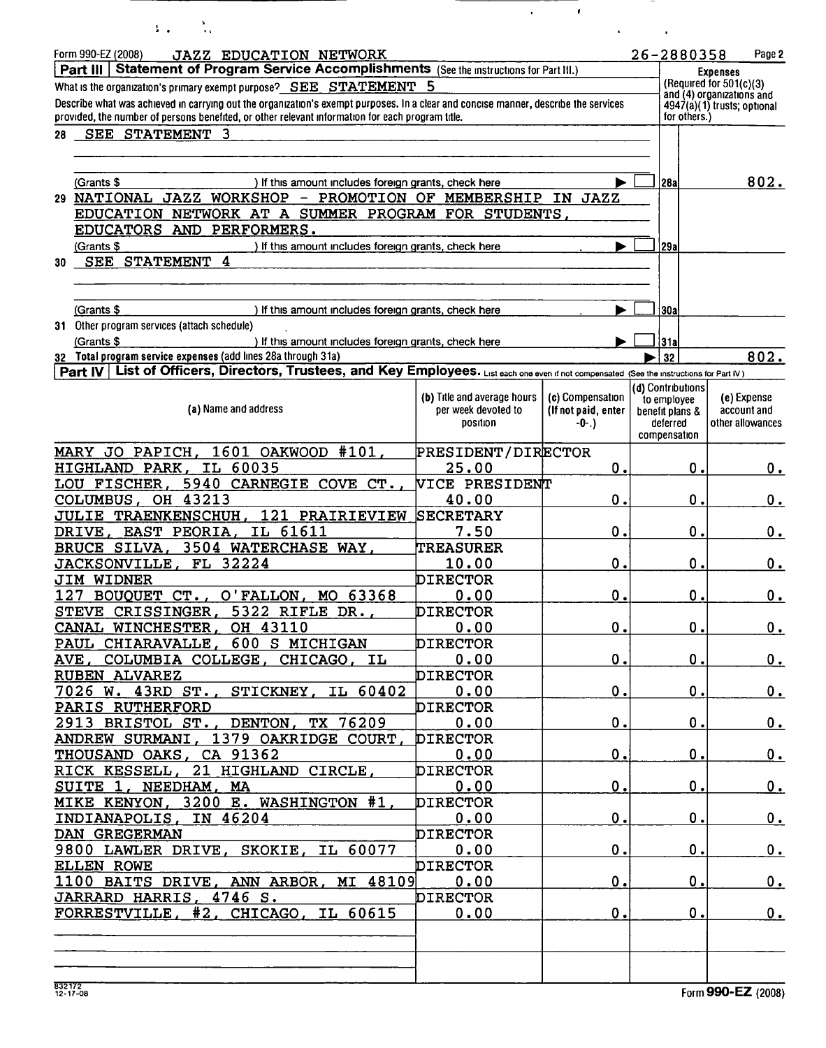Form 990-EZ (2008) JAZZ EDUCATION NETWORK 26-2880358 Page 2

**Part III | Statement of Program Service Accomplishments** (See the instructions for Part III.)

What is the organization's primary exempt purpose? SEE STATEMENT 5

Describe what was achieved in carrying out the organization's exempt purposes. In a clear and concise manner, describe the services provided, the number of persons benefited, or other relevant information for each program title.

**Expenses** (Required for 501(c)(3) and (4) organizations and 4947(a)(1) trusts; optional for others.)

| | | | |
|---|---|---|---|
| 28 | SEE STATEMENT 3 | | |
| | (Grants $ ) If this amount includes foreign grants, check here ▶ ☐ | 28a | 802. |
| 29 | NATIONAL JAZZ WORKSHOP - PROMOTION OF MEMBERSHIP IN JAZZ EDUCATION NETWORK AT A SUMMER PROGRAM FOR STUDENTS, EDUCATORS AND PERFORMERS. | | |
| | (Grants $ ) If this amount includes foreign grants, check here ▶ ☐ | 29a | |
| 30 | SEE STATEMENT 4 | | |
| | (Grants $ ) If this amount includes foreign grants, check here ▶ ☐ | 30a | |
| 31 | Other program services (attach schedule) | | |
| | (Grants $ ) If this amount includes foreign grants, check here ▶ ☐ | 31a | |
| 32 | Total program service expenses (add lines 28a through 31a) ▶ | 32 | 802. |

**Part IV | List of Officers, Directors, Trustees, and Key Employees.** List each one even if not compensated (See the instructions for Part IV.)

| (a) Name and address | (b) Title and average hours per week devoted to position | (c) Compensation (If not paid, enter -0-.) | (d) Contributions to employee benefit plans & deferred compensation | (e) Expense account and other allowances |
|---|---|---|---|---|
| MARY JO PAPICH, 1601 OAKWOOD #101, HIGHLAND PARK, IL 60035 | PRESIDENT/DIRECTOR 25.00 | 0. | 0. | 0. |
| LOU FISCHER, 5940 CARNEGIE COVE CT., COLUMBUS, OH 43213 | VICE PRESIDENT 40.00 | 0. | 0. | 0. |
| JULIE TRAENKENSCHUH, 121 PRAIRIEVIEW DRIVE, EAST PEORIA, IL 61611 | SECRETARY 7.50 | 0. | 0. | 0. |
| BRUCE SILVA, 3504 WATERCHASE WAY, JACKSONVILLE, FL 32224 | TREASURER 10.00 | 0. | 0. | 0. |
| JIM WIDNER 127 BOUQUET CT., O'FALLON, MO 63368 | DIRECTOR 0.00 | 0. | 0. | 0. |
| STEVE CRISSINGER, 5322 RIFLE DR., CANAL WINCHESTER, OH 43110 | DIRECTOR 0.00 | 0. | 0. | 0. |
| PAUL CHIARAVALLE, 600 S MICHIGAN AVE, COLUMBIA COLLEGE, CHICAGO, IL | DIRECTOR 0.00 | 0. | 0. | 0. |
| RUBEN ALVAREZ 7026 W. 43RD ST., STICKNEY, IL 60402 | DIRECTOR 0.00 | 0. | 0. | 0. |
| PARIS RUTHERFORD 2913 BRISTOL ST., DENTON, TX 76209 | DIRECTOR 0.00 | 0. | 0. | 0. |
| ANDREW SURMANI, 1379 OAKRIDGE COURT, THOUSAND OAKS, CA 91362 | DIRECTOR 0.00 | 0. | 0. | 0. |
| RICK KESSELL, 21 HIGHLAND CIRCLE, SUITE 1, NEEDHAM, MA | DIRECTOR 0.00 | 0. | 0. | 0. |
| MIKE KENYON, 3200 E. WASHINGTON #1, INDIANAPOLIS, IN 46204 | DIRECTOR 0.00 | 0. | 0. | 0. |
| DAN GREGERMAN 9800 LAWLER DRIVE, SKOKIE, IL 60077 | DIRECTOR 0.00 | 0. | 0. | 0. |
| ELLEN ROWE 1100 BAITS DRIVE, ANN ARBOR, MI 48109 | DIRECTOR 0.00 | 0. | 0. | 0. |
| JARRARD HARRIS, 4746 S. FORRESTVILLE, #2, CHICAGO, IL 60615 | DIRECTOR 0.00 | 0. | 0. | 0. |

832172 12-17-08 Form **990-EZ** (2008)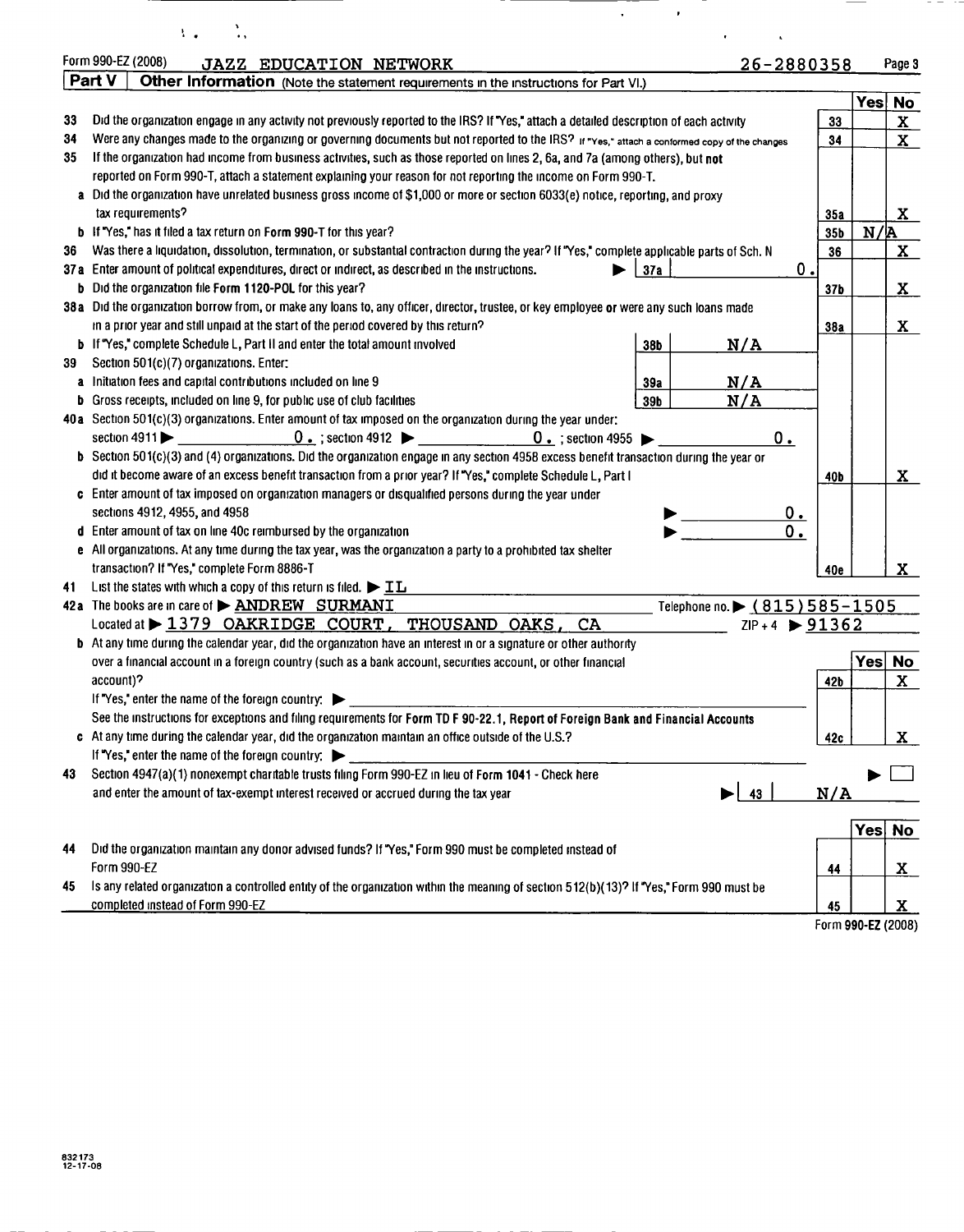Form 990-EZ (2008) JAZZ EDUCATION NETWORK 26-2880358 Page 3

**Part V | Other Information** (Note the statement requirements in the instructions for Part VI.)

| | | | Yes | No |
|---|---|---|---|---|
| 33 | Did the organization engage in any activity not previously reported to the IRS? If "Yes," attach a detailed description of each activity | 33 | | X |
| 34 | Were any changes made to the organizing or governing documents but not reported to the IRS? If "Yes," attach a conformed copy of the changes | 34 | | X |
| 35 | If the organization had income from business activities, such as those reported on lines 2, 6a, and 7a (among others), but **not** reported on Form 990-T, attach a statement explaining your reason for not reporting the income on Form 990-T. | | | |
| a | Did the organization have unrelated business gross income of $1,000 or more or section 6033(e) notice, reporting, and proxy tax requirements? | 35a | | X |
| b | If "Yes," has it filed a tax return on **Form 990-T** for this year? | 35b | N/A | |
| 36 | Was there a liquidation, dissolution, termination, or substantial contraction during the year? If "Yes," complete applicable parts of Sch. N | 36 | | X |
| 37a | Enter amount of political expenditures, direct or indirect, as described in the instructions. ▶ 37a 0. | | | |
| b | Did the organization file **Form 1120-POL** for this year? | 37b | | X |
| 38a | Did the organization borrow from, or make any loans to, any officer, director, trustee, or key employee **or** were any such loans made in a prior year and still unpaid at the start of the period covered by this return? | 38a | | X |
| b | If "Yes," complete Schedule L, Part II and enter the total amount involved 38b N/A | | | |
| 39 | Section 501(c)(7) organizations. Enter: | | | |
| a | Initiation fees and capital contributions included on line 9 39a N/A | | | |
| b | Gross receipts, included on line 9, for public use of club facilities 39b N/A | | | |
| 40a | Section 501(c)(3) organizations. Enter amount of tax imposed on the organization during the year under: section 4911 ▶ 0. ; section 4912 ▶ 0. ; section 4955 ▶ 0. | | | |
| b | Section 501(c)(3) and (4) organizations. Did the organization engage in any section 4958 excess benefit transaction during the year or did it become aware of an excess benefit transaction from a prior year? If "Yes," complete Schedule L, Part I | 40b | | X |
| c | Enter amount of tax imposed on organization managers or disqualified persons during the year under sections 4912, 4955, and 4958 ▶ 0. | | | |
| d | Enter amount of tax on line 40c reimbursed by the organization ▶ 0. | | | |
| e | All organizations. At any time during the tax year, was the organization a party to a prohibited tax shelter transaction? If "Yes," complete Form 8886-T | 40e | | X |
| 41 | List the states with which a copy of this return is filed. ▶ IL | | | |
| 42a | The books are in care of ▶ ANDREW SURMANI Telephone no. ▶ (815)585-1505<br>Located at ▶ 1379 OAKRIDGE COURT, THOUSAND OAKS, CA ZIP + 4 ▶ 91362 | | | |
| b | At any time during the calendar year, did the organization have an interest in or a signature or other authority over a financial account in a foreign country (such as a bank account, securities account, or other financial account)?<br>If "Yes," enter the name of the foreign country: ▶<br>See the instructions for exceptions and filing requirements for **Form TD F 90-22.1, Report of Foreign Bank and Financial Accounts** | 42b | | X |
| c | At any time during the calendar year, did the organization maintain an office outside of the U.S.?<br>If "Yes," enter the name of the foreign country: ▶ | 42c | | X |
| 43 | Section 4947(a)(1) nonexempt charitable trusts filing Form 990-EZ in lieu of **Form 1041** - Check here ▶ ☐<br>and enter the amount of tax-exempt interest received or accrued during the tax year ▶ 43 N/A | | | |

| | | | Yes | No |
|---|---|---|---|---|
| 44 | Did the organization maintain any donor advised funds? If "Yes," Form 990 must be completed instead of Form 990-EZ | 44 | | X |
| 45 | Is any related organization a controlled entity of the organization within the meaning of section 512(b)(13)? If "Yes," Form 990 must be completed instead of Form 990-EZ | 45 | | X |

Form **990-EZ** (2008)

832173
12-17-08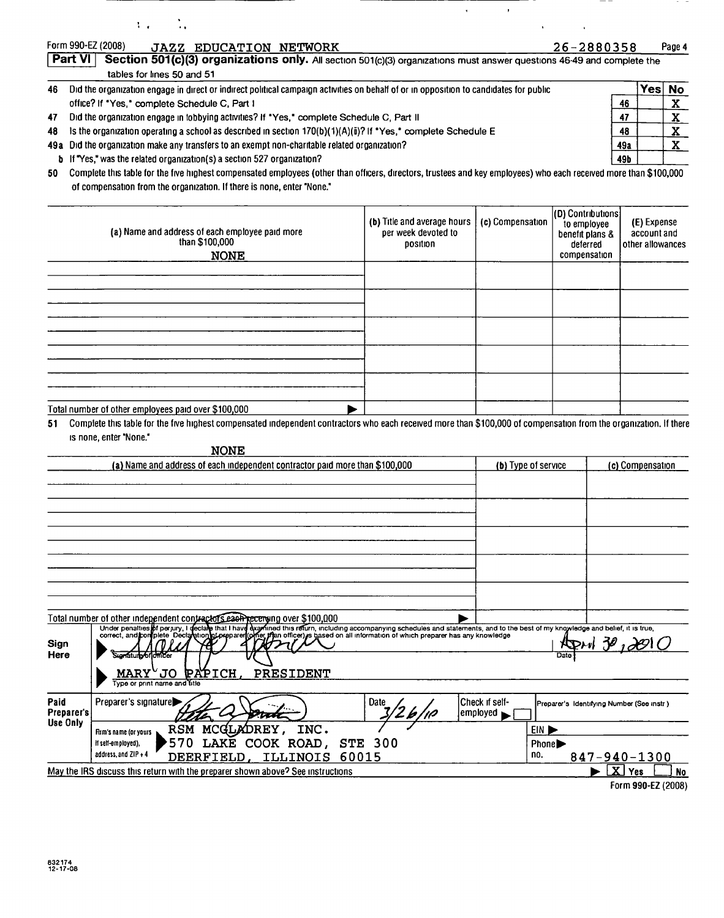Form 990-EZ (2008) JAZZ EDUCATION NETWORK 26-2880358

**Part VI** **Section 501(c)(3) organizations only.** All section 501(c)(3) organizations must answer questions 46-49 and complete the tables for lines 50 and 51

| | | | Yes | No |
|---|---|---|---|---|
| 46 | Did the organization engage in direct or indirect political campaign activities on behalf of or in opposition to candidates for public office? If "Yes," complete Schedule C, Part I | 46 | | X |
| 47 | Did the organization engage in lobbying activities? If "Yes," complete Schedule C, Part II | 47 | | X |
| 48 | Is the organization operating a school as described in section 170(b)(1)(A)(ii)? If "Yes," complete Schedule E | 48 | | X |
| 49a | Did the organization make any transfers to an exempt non-charitable related organization? | 49a | | X |
| b | If "Yes," was the related organization(s) a section 527 organization? | 49b | | |

50 Complete this table for the five highest compensated employees (other than officers, directors, trustees and key employees) who each received more than $100,000 of compensation from the organization. If there is none, enter "None."

| (a) Name and address of each employee paid more than $100,000 | (b) Title and average hours per week devoted to position | (c) Compensation | (D) Contributions to employee benefit plans & deferred compensation | (E) Expense account and other allowances |
|---|---|---|---|---|
| NONE | | | | |
| | | | | |
| | | | | |
| | | | | |
| | | | | |
| | | | | |
| Total number of other employees paid over $100,000 | | | | |

51 Complete this table for the five highest compensated independent contractors who each received more than $100,000 of compensation from the organization. If there is none, enter "None."

NONE

| (a) Name and address of each independent contractor paid more than $100,000 | (b) Type of service | (c) Compensation |
|---|---|---|
| | | |
| | | |
| | | |
| | | |
| | | |
| Total number of other independent contractors each receiving over $100,000 | | |

Under penalties of perjury, I declare that I have examined this return, including accompanying schedules and statements, and to the best of my knowledge and belief, it is true, correct, and complete. Declaration of preparer (other than officer) is based on all information of which preparer has any knowledge

**Sign Here**

Signature of officer: [signature] Date: April 30, 2010

MARY JO PAPICH, PRESIDENT
Type or print name and title

**Paid Preparer's Use Only**

Preparer's signature: [signature] Date: 3/26/10 Check if self-employed ☐ Preparer's Identifying Number (See instr.)

Firm's name (or yours if self-employed), address, and ZIP + 4: RSM MCGLADREY, INC. 570 LAKE COOK ROAD, STE 300 DEERFIELD, ILLINOIS 60015

EIN ▶

Phone no. 847-940-1300

May the IRS discuss this return with the preparer shown above? See instructions ▶ [X] Yes ☐ No

Form 990-EZ (2008)

832174
12-17-08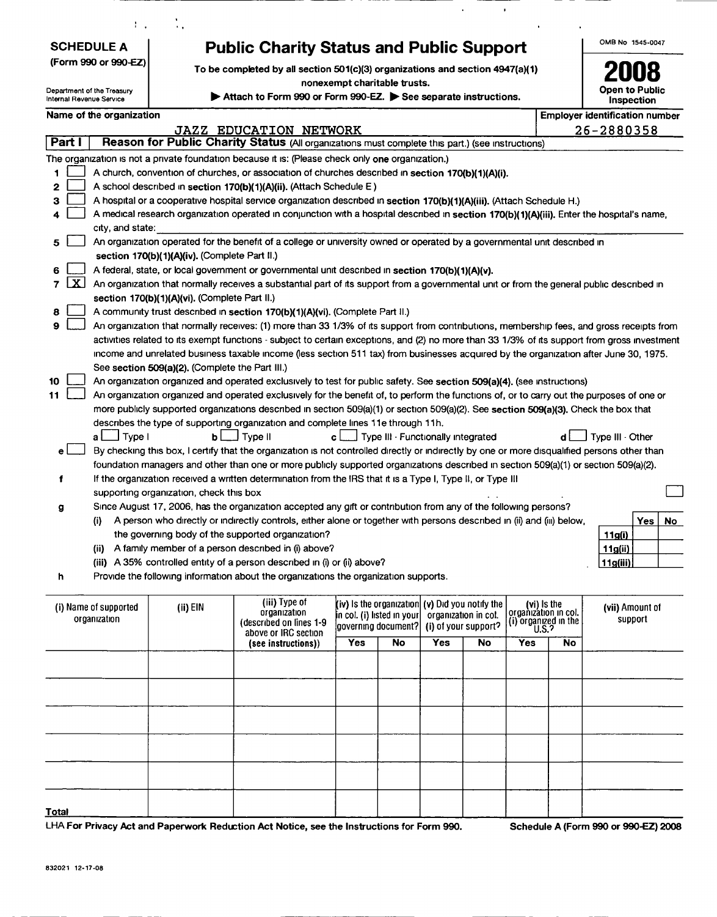**SCHEDULE A**
**(Form 990 or 990-EZ)**

Department of the Treasury
Internal Revenue Service

# Public Charity Status and Public Support

**To be completed by all section 501(c)(3) organizations and section 4947(a)(1) nonexempt charitable trusts.**

▶ **Attach to Form 990 or Form 990-EZ.** ▶ **See separate instructions.**

OMB No 1545-0047

**2008**

**Open to Public Inspection**

| Name of the organization | Employer identification number |
|---|---|
| JAZZ EDUCATION NETWORK | 26-2880358 |

**Part I** **Reason for Public Charity Status** (All organizations must complete this part.) (see instructions)

The organization is not a private foundation because it is: (Please check only **one** organization.)

1 ☐ A church, convention of churches, or association of churches described in **section 170(b)(1)(A)(i).**

2 ☐ A school described in **section 170(b)(1)(A)(ii).** (Attach Schedule E)

3 ☐ A hospital or a cooperative hospital service organization described in **section 170(b)(1)(A)(iii).** (Attach Schedule H.)

4 ☐ A medical research organization operated in conjunction with a hospital described in **section 170(b)(1)(A)(iii).** Enter the hospital's name, city, and state: \_\_\_\_\_\_\_\_\_\_\_\_\_\_\_\_

5 ☐ An organization operated for the benefit of a college or university owned or operated by a governmental unit described in **section 170(b)(1)(A)(iv).** (Complete Part II.)

6 ☐ A federal, state, or local government or governmental unit described in **section 170(b)(1)(A)(v).**

7 ☒ An organization that normally receives a substantial part of its support from a governmental unit or from the general public described in **section 170(b)(1)(A)(vi).** (Complete Part II.)

8 ☐ A community trust described in **section 170(b)(1)(A)(vi).** (Complete Part II.)

9 ☐ An organization that normally receives: (1) more than 33 1/3% of its support from contributions, membership fees, and gross receipts from activities related to its exempt functions - subject to certain exceptions, and (2) no more than 33 1/3% of its support from gross investment income and unrelated business taxable income (less section 511 tax) from businesses acquired by the organization after June 30, 1975. See **section 509(a)(2).** (Complete the Part III.)

10 ☐ An organization organized and operated exclusively to test for public safety. See **section 509(a)(4).** (see instructions)

11 ☐ An organization organized and operated exclusively for the benefit of, to perform the functions of, or to carry out the purposes of one or more publicly supported organizations described in section 509(a)(1) or section 509(a)(2). See **section 509(a)(3).** Check the box that describes the type of supporting organization and complete lines 11e through 11h.

a ☐ Type I  b ☐ Type II  c ☐ Type III - Functionally integrated  d ☐ Type III - Other

e ☐ By checking this box, I certify that the organization is not controlled directly or indirectly by one or more disqualified persons other than foundation managers and other than one or more publicly supported organizations described in section 509(a)(1) or section 509(a)(2).

f If the organization received a written determination from the IRS that it is a Type I, Type II, or Type III supporting organization, check this box ☐

g Since August 17, 2006, has the organization accepted any gift or contribution from any of the following persons?

| | | Yes | No |
|---|---|---|---|
| (i) A person who directly or indirectly controls, either alone or together with persons described in (ii) and (iii) below, the governing body of the supported organization? | 11g(i) | | |
| (ii) A family member of a person described in (i) above? | 11g(ii) | | |
| (iii) A 35% controlled entity of a person described in (i) or (ii) above? | 11g(iii) | | |

h Provide the following information about the organizations the organization supports.

| (i) Name of supported organization | (ii) EIN | (iii) Type of organization (described on lines 1-9 above or IRC section (see instructions)) | (iv) Is the organization in col. (i) listed in your governing document? Yes | No | (v) Did you notify the organization in col. (i) of your support? Yes | No | (vi) Is the organization in col. (i) organized in the U.S.? Yes | No | (vii) Amount of support |
|---|---|---|---|---|---|---|---|---|---|
| | | | | | | | | | |
| | | | | | | | | | |
| | | | | | | | | | |
| | | | | | | | | | |
| | | | | | | | | | |
| | | | | | | | | | |
| **Total** | | | | | | | | | |

LHA **For Privacy Act and Paperwork Reduction Act Notice, see the Instructions for Form 990.** **Schedule A (Form 990 or 990-EZ) 2008**

832021 12-17-08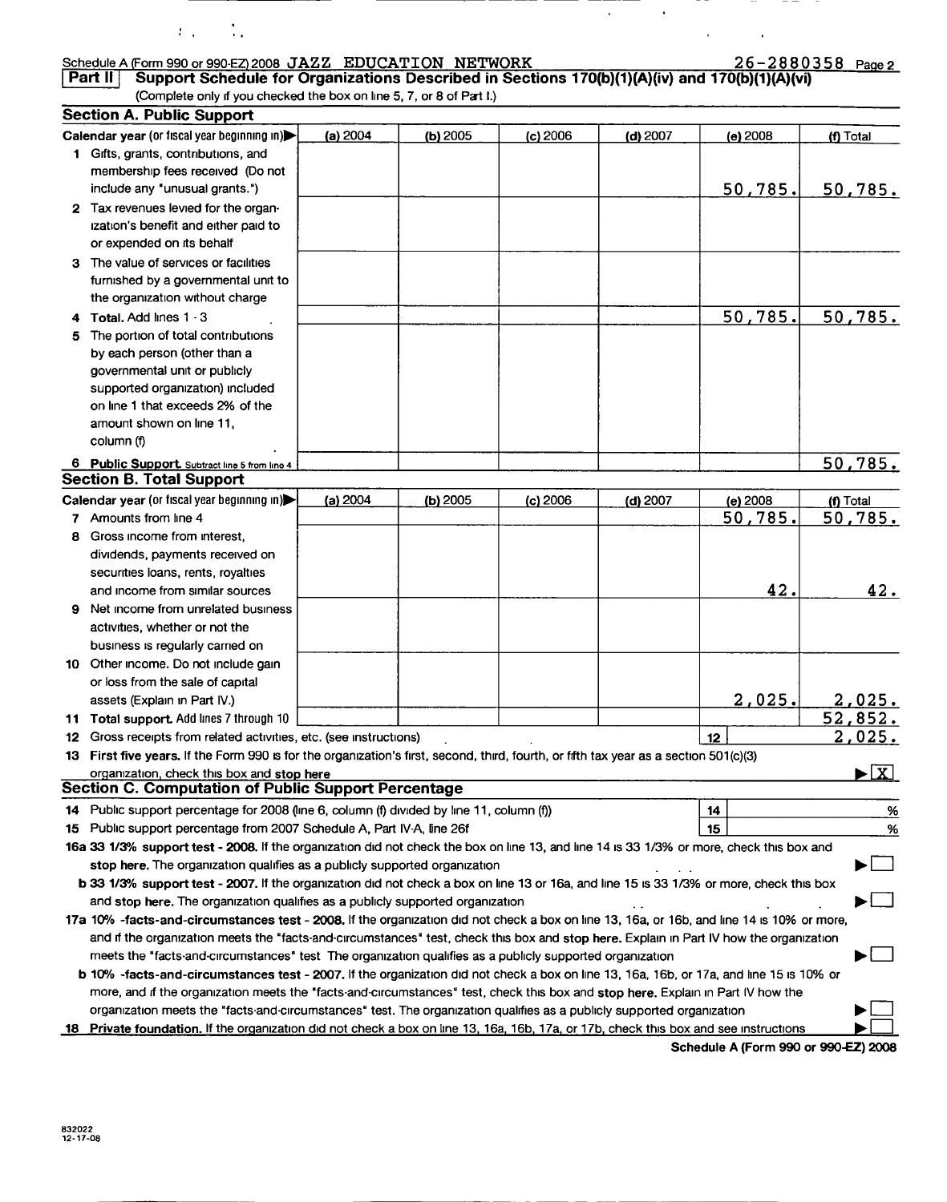Schedule A (Form 990 or 990-EZ) 2008 JAZZ EDUCATION NETWORK 26-2880358 Page 2

## Part II Support Schedule for Organizations Described in Sections 170(b)(1)(A)(iv) and 170(b)(1)(A)(vi)

(Complete only if you checked the box on line 5, 7, or 8 of Part I.)

### Section A. Public Support

| Calendar year (or fiscal year beginning in) | (a) 2004 | (b) 2005 | (c) 2006 | (d) 2007 | (e) 2008 | (f) Total |
|---|---|---|---|---|---|---|
| 1 Gifts, grants, contributions, and membership fees received (Do not include any "unusual grants.") | | | | | 50,785. | 50,785. |
| 2 Tax revenues levied for the organization's benefit and either paid to or expended on its behalf | | | | | | |
| 3 The value of services or facilities furnished by a governmental unit to the organization without charge | | | | | | |
| 4 Total. Add lines 1 - 3 | | | | | 50,785. | 50,785. |
| 5 The portion of total contributions by each person (other than a governmental unit or publicly supported organization) included on line 1 that exceeds 2% of the amount shown on line 11, column (f) | | | | | | |
| 6 Public Support. Subtract line 5 from line 4 | | | | | | 50,785. |

### Section B. Total Support

| Calendar year (or fiscal year beginning in) | (a) 2004 | (b) 2005 | (c) 2006 | (d) 2007 | (e) 2008 | (f) Total |
|---|---|---|---|---|---|---|
| 7 Amounts from line 4 | | | | | 50,785. | 50,785. |
| 8 Gross income from interest, dividends, payments received on securities loans, rents, royalties and income from similar sources | | | | | 42. | 42. |
| 9 Net income from unrelated business activities, whether or not the business is regularly carried on | | | | | | |
| 10 Other income. Do not include gain or loss from the sale of capital assets (Explain in Part IV.) | | | | | 2,025. | 2,025. |
| 11 Total support. Add lines 7 through 10 | | | | | | 52,852. |
| 12 Gross receipts from related activities, etc. (see instructions) | | | | | 12 | 2,025. |

13 First five years. If the Form 990 is for the organization's first, second, third, fourth, or fifth tax year as a section 501(c)(3) organization, check this box and stop here ▶ [X]

### Section C. Computation of Public Support Percentage

14 Public support percentage for 2008 (line 6, column (f) divided by line 11, column (f)) | 14 | %

15 Public support percentage from 2007 Schedule A, Part IV-A, line 26f | 15 | %

16a 33 1/3% support test - 2008. If the organization did not check the box on line 13, and line 14 is 33 1/3% or more, check this box and stop here. The organization qualifies as a publicly supported organization ▶ [ ]

b 33 1/3% support test - 2007. If the organization did not check a box on line 13 or 16a, and line 15 is 33 1/3% or more, check this box and stop here. The organization qualifies as a publicly supported organization ▶ [ ]

17a 10% -facts-and-circumstances test - 2008. If the organization did not check a box on line 13, 16a, or 16b, and line 14 is 10% or more, and if the organization meets the "facts-and-circumstances" test, check this box and stop here. Explain in Part IV how the organization meets the "facts-and-circumstances" test The organization qualifies as a publicly supported organization ▶ [ ]

b 10% -facts-and-circumstances test - 2007. If the organization did not check a box on line 13, 16a, 16b, or 17a, and line 15 is 10% or more, and if the organization meets the "facts-and-circumstances" test, check this box and stop here. Explain in Part IV how the organization meets the "facts-and-circumstances" test. The organization qualifies as a publicly supported organization ▶ [ ]

18 Private foundation. If the organization did not check a box on line 13, 16a, 16b, 17a, or 17b, check this box and see instructions ▶ [ ]

Schedule A (Form 990 or 990-EZ) 2008

832022
12-17-08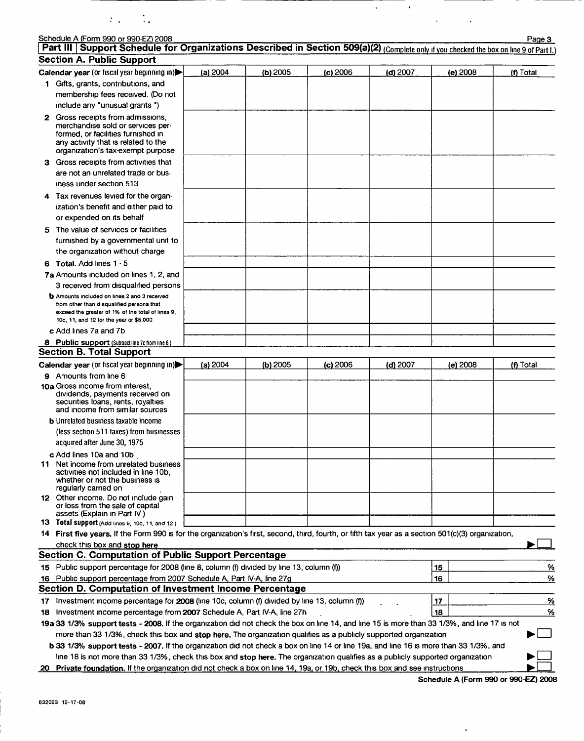Schedule A (Form 990 or 990-EZ) 2008

## Part III Support Schedule for Organizations Described in Section 509(a)(2) (Complete only if you checked the box on line 9 of Part I.)

### Section A. Public Support

| Calendar year (or fiscal year beginning in) ▶ | (a) 2004 | (b) 2005 | (c) 2006 | (d) 2007 | (e) 2008 | (f) Total |
|---|---|---|---|---|---|---|
| 1 Gifts, grants, contributions, and membership fees received. (Do not include any "unusual grants ") | | | | | | |
| 2 Gross receipts from admissions, merchandise sold or services performed, or facilities furnished in any activity that is related to the organization's tax-exempt purpose | | | | | | |
| 3 Gross receipts from activities that are not an unrelated trade or business under section 513 | | | | | | |
| 4 Tax revenues levied for the organization's benefit and either paid to or expended on its behalf | | | | | | |
| 5 The value of services or facilities furnished by a governmental unit to the organization without charge | | | | | | |
| 6 **Total.** Add lines 1 - 5 | | | | | | |
| 7a Amounts included on lines 1, 2, and 3 received from disqualified persons | | | | | | |
| b Amounts included on lines 2 and 3 received from other than disqualified persons that exceed the greater of 1% of the total of lines 9, 10c, 11, and 12 for the year or $5,000 | | | | | | |
| c Add lines 7a and 7b | | | | | | |
| 8 **Public support** (Subtract line 7c from line 6) | | | | | | |

### Section B. Total Support

| Calendar year (or fiscal year beginning in) ▶ | (a) 2004 | (b) 2005 | (c) 2006 | (d) 2007 | (e) 2008 | (f) Total |
|---|---|---|---|---|---|---|
| 9 Amounts from line 6 | | | | | | |
| 10a Gross income from interest, dividends, payments received on securities loans, rents, royalties and income from similar sources | | | | | | |
| b Unrelated business taxable income (less section 511 taxes) from businesses acquired after June 30, 1975 | | | | | | |
| c Add lines 10a and 10b | | | | | | |
| 11 Net income from unrelated business activities not included in line 10b, whether or not the business is regularly carried on | | | | | | |
| 12 Other income. Do not include gain or loss from the sale of capital assets (Explain in Part IV ) | | | | | | |
| 13 **Total support** (Add lines 9, 10c, 11, and 12 ) | | | | | | |

14 **First five years.** If the Form 990 is for the organization's first, second, third, fourth, or fifth tax year as a section 501(c)(3) organization, check this box and **stop here** ▶ ☐

### Section C. Computation of Public Support Percentage

| | | |
|---|---|---|
| 15 Public support percentage for 2008 (line 8, column (f) divided by line 13, column (f)) | 15 | % |
| 16 Public support percentage from 2007 Schedule A, Part IV-A, line 27g | 16 | % |

### Section D. Computation of Investment Income Percentage

| | | |
|---|---|---|
| 17 Investment income percentage for **2008** (line 10c, column (f) divided by line 13, column (f)) | 17 | % |
| 18 Investment income percentage from **2007** Schedule A, Part IV-A, line 27h | 18 | % |

19a **33 1/3% support tests - 2008.** If the organization did not check the box on line 14, and line 15 is more than 33 1/3%, and line 17 is not more than 33 1/3%, check this box and **stop here.** The organization qualifies as a publicly supported organization ▶ ☐

b **33 1/3% support tests - 2007.** If the organization did not check a box on line 14 or line 19a, and line 16 is more than 33 1/3%, and line 18 is not more than 33 1/3%, check this box and **stop here.** The organization qualifies as a publicly supported organization ▶ ☐

20 **Private foundation.** If the organization did not check a box on line 14, 19a, or 19b, check this box and see instructions ▶ ☐

Schedule A (Form 990 or 990-EZ) 2008

832023 12-17-08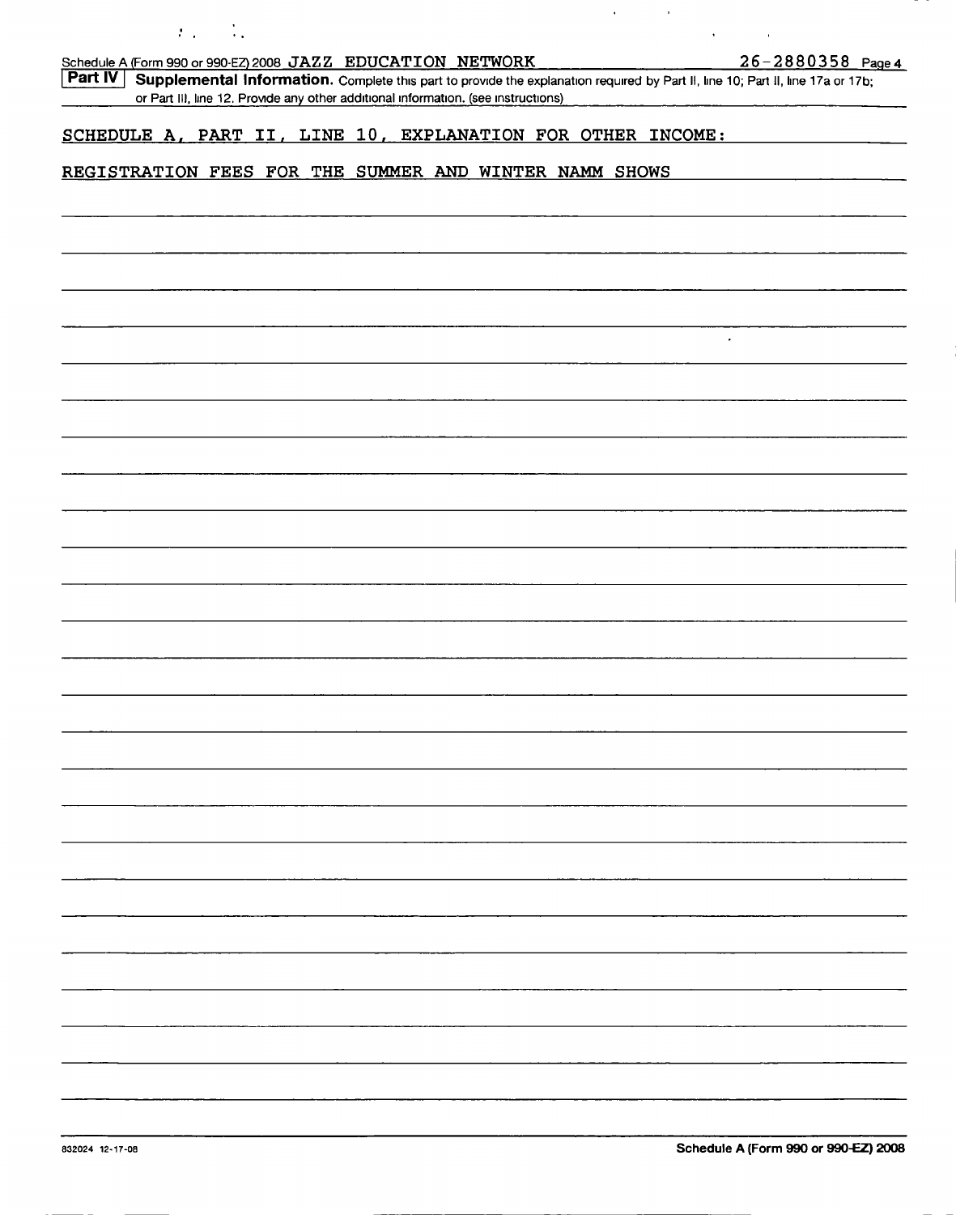Schedule A (Form 990 or 990-EZ) 2008 JAZZ EDUCATION NETWORK 26-2880358 Page 4

**Part IV** **Supplemental Information.** Complete this part to provide the explanation required by Part II, line 10; Part II, line 17a or 17b; or Part III, line 12. Provide any other additional information. (see instructions)

SCHEDULE A, PART II, LINE 10, EXPLANATION FOR OTHER INCOME:

REGISTRATION FEES FOR THE SUMMER AND WINTER NAMM SHOWS

832024 12-17-08

Schedule A (Form 990 or 990-EZ) 2008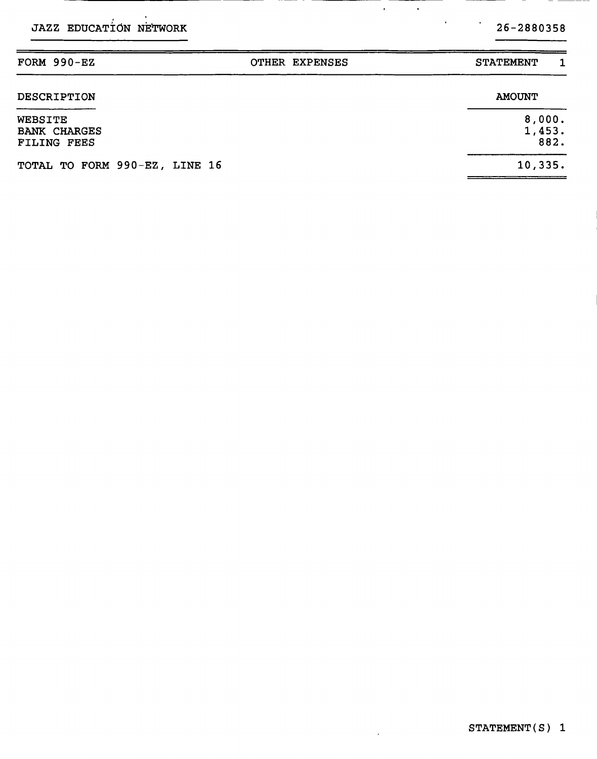JAZZ EDUCATION NETWORK — 26-2880358

| FORM 990-EZ | OTHER EXPENSES | STATEMENT 1 |
|---|---|---|

| DESCRIPTION | AMOUNT |
|---|---|
| WEBSITE | 8,000. |
| BANK CHARGES | 1,453. |
| FILING FEES | 882. |
| TOTAL TO FORM 990-EZ, LINE 16 | 10,335. |

STATEMENT(S) 1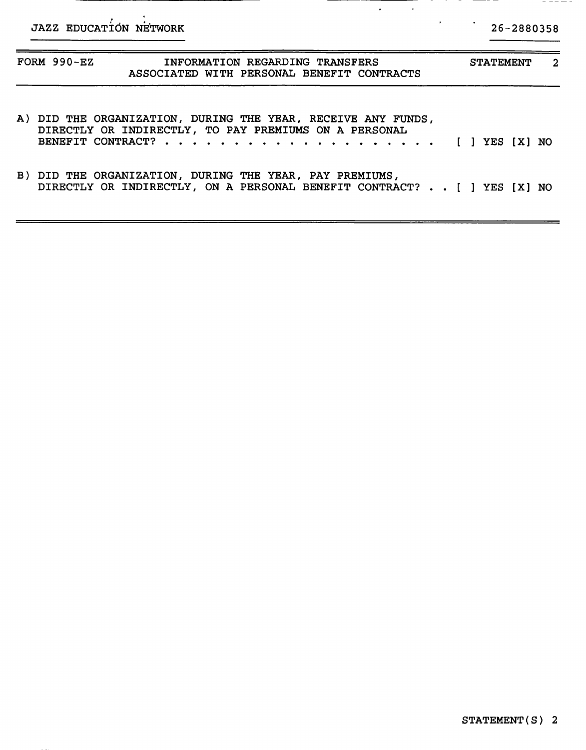JAZZ EDUCATION NETWORK 26-2880358

| FORM 990-EZ | INFORMATION REGARDING TRANSFERS ASSOCIATED WITH PERSONAL BENEFIT CONTRACTS | STATEMENT 2 |
|---|---|---|

A) DID THE ORGANIZATION, DURING THE YEAR, RECEIVE ANY FUNDS, DIRECTLY OR INDIRECTLY, TO PAY PREMIUMS ON A PERSONAL BENEFIT CONTRACT? . . . . . . . . . . . . . . . . . . . . . [ ] YES [X] NO

B) DID THE ORGANIZATION, DURING THE YEAR, PAY PREMIUMS, DIRECTLY OR INDIRECTLY, ON A PERSONAL BENEFIT CONTRACT? . . [ ] YES [X] NO

STATEMENT(S) 2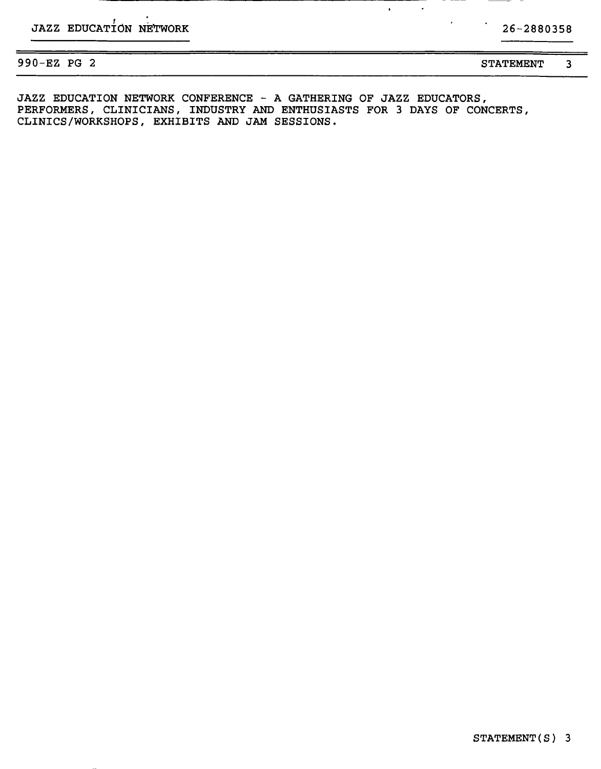JAZZ EDUCATION NETWORK 26-2880358

990-EZ PG 2 STATEMENT 3

JAZZ EDUCATION NETWORK CONFERENCE - A GATHERING OF JAZZ EDUCATORS, PERFORMERS, CLINICIANS, INDUSTRY AND ENTHUSIASTS FOR 3 DAYS OF CONCERTS, CLINICS/WORKSHOPS, EXHIBITS AND JAM SESSIONS.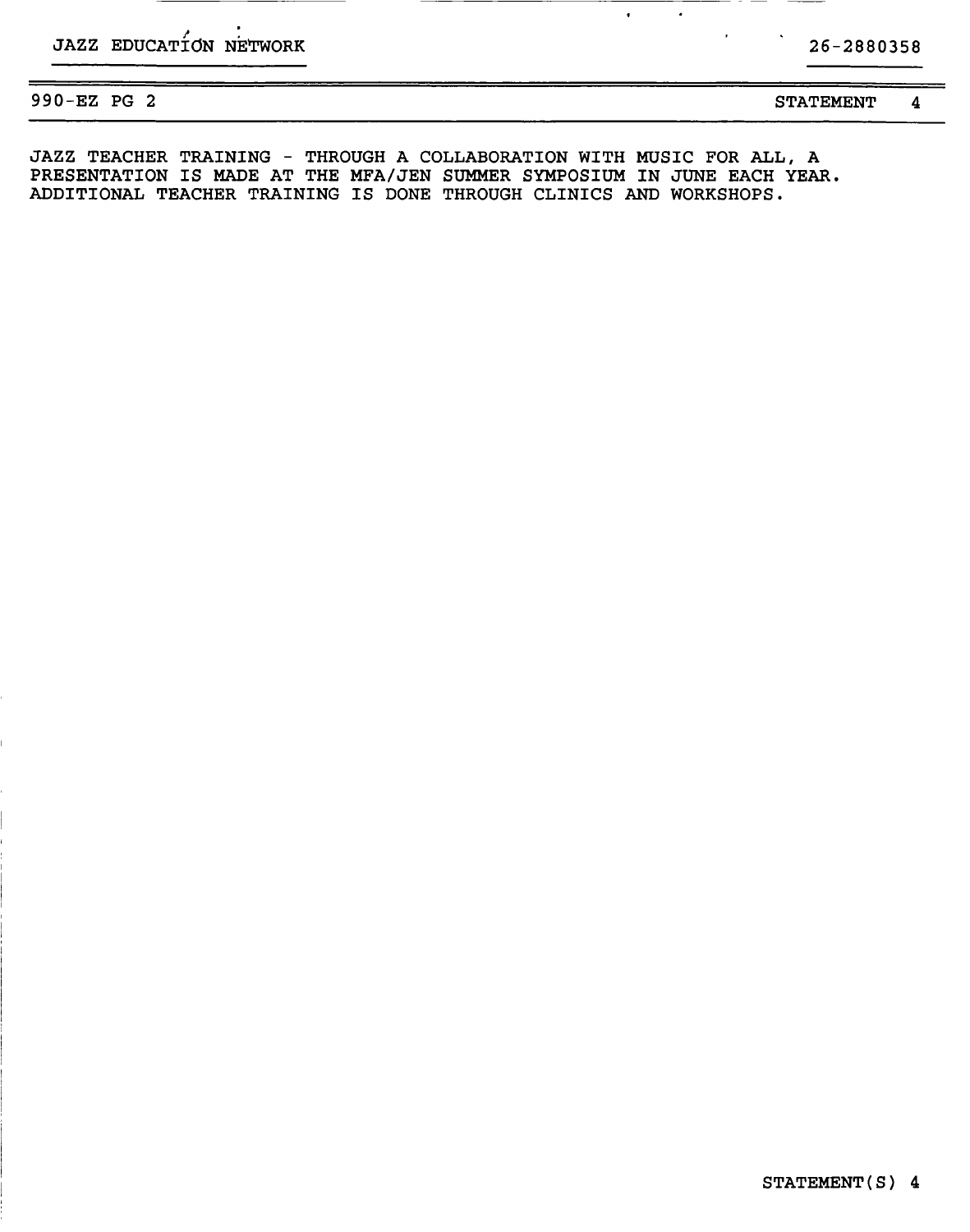JAZZ EDUCATION NETWORK 26-2880358

990-EZ PG 2 STATEMENT 4

JAZZ TEACHER TRAINING - THROUGH A COLLABORATION WITH MUSIC FOR ALL, A PRESENTATION IS MADE AT THE MFA/JEN SUMMER SYMPOSIUM IN JUNE EACH YEAR. ADDITIONAL TEACHER TRAINING IS DONE THROUGH CLINICS AND WORKSHOPS.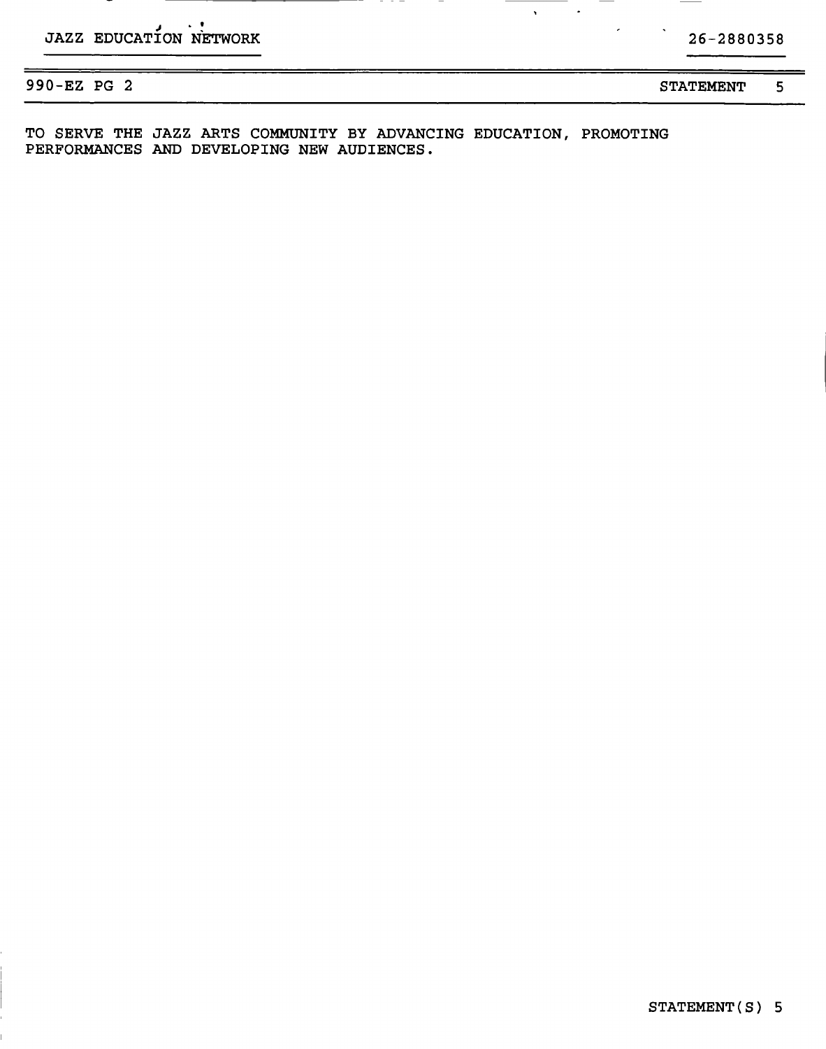JAZZ EDUCATION NETWORK 26-2880358

990-EZ PG 2 STATEMENT 5

TO SERVE THE JAZZ ARTS COMMUNITY BY ADVANCING EDUCATION, PROMOTING PERFORMANCES AND DEVELOPING NEW AUDIENCES.

STATEMENT(S) 5